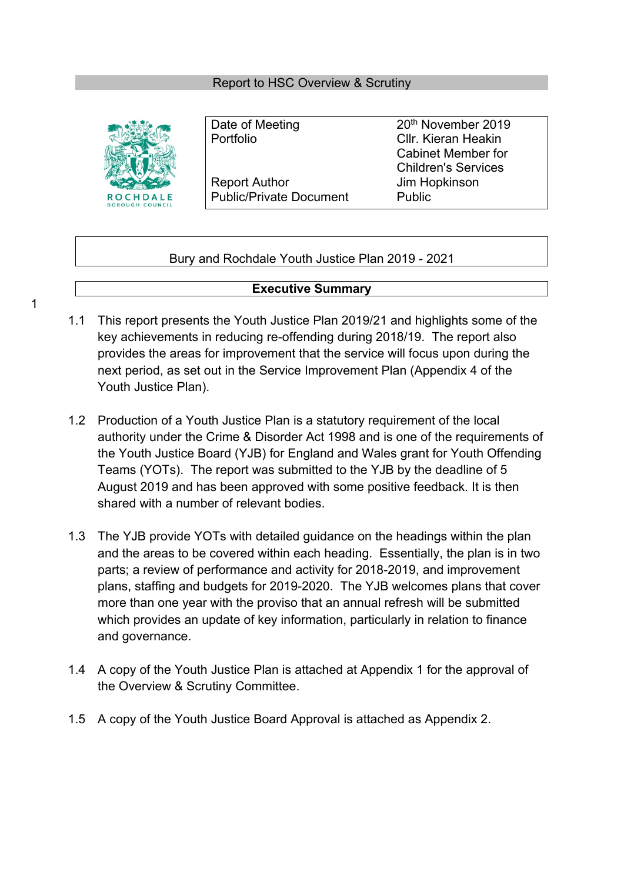Report to HSC Overview & Scrutiny

ROCHDALE BOROUGH COUNCIL

| Date of Meeting | 20th November 2019 |
|---|---|
| Portfolio | Cllr. Kieran Heakin Cabinet Member for Children's Services |
| Report Author | Jim Hopkinson |
| Public/Private Document | Public |

# Bury and Rochdale Youth Justice Plan 2019 - 2021

## Executive Summary

1

1.1 This report presents the Youth Justice Plan 2019/21 and highlights some of the key achievements in reducing re-offending during 2018/19. The report also provides the areas for improvement that the service will focus upon during the next period, as set out in the Service Improvement Plan (Appendix 4 of the Youth Justice Plan).

1.2 Production of a Youth Justice Plan is a statutory requirement of the local authority under the Crime & Disorder Act 1998 and is one of the requirements of the Youth Justice Board (YJB) for England and Wales grant for Youth Offending Teams (YOTs). The report was submitted to the YJB by the deadline of 5 August 2019 and has been approved with some positive feedback. It is then shared with a number of relevant bodies.

1.3 The YJB provide YOTs with detailed guidance on the headings within the plan and the areas to be covered within each heading. Essentially, the plan is in two parts; a review of performance and activity for 2018-2019, and improvement plans, staffing and budgets for 2019-2020. The YJB welcomes plans that cover more than one year with the proviso that an annual refresh will be submitted which provides an update of key information, particularly in relation to finance and governance.

1.4 A copy of the Youth Justice Plan is attached at Appendix 1 for the approval of the Overview & Scrutiny Committee.

1.5 A copy of the Youth Justice Board Approval is attached as Appendix 2.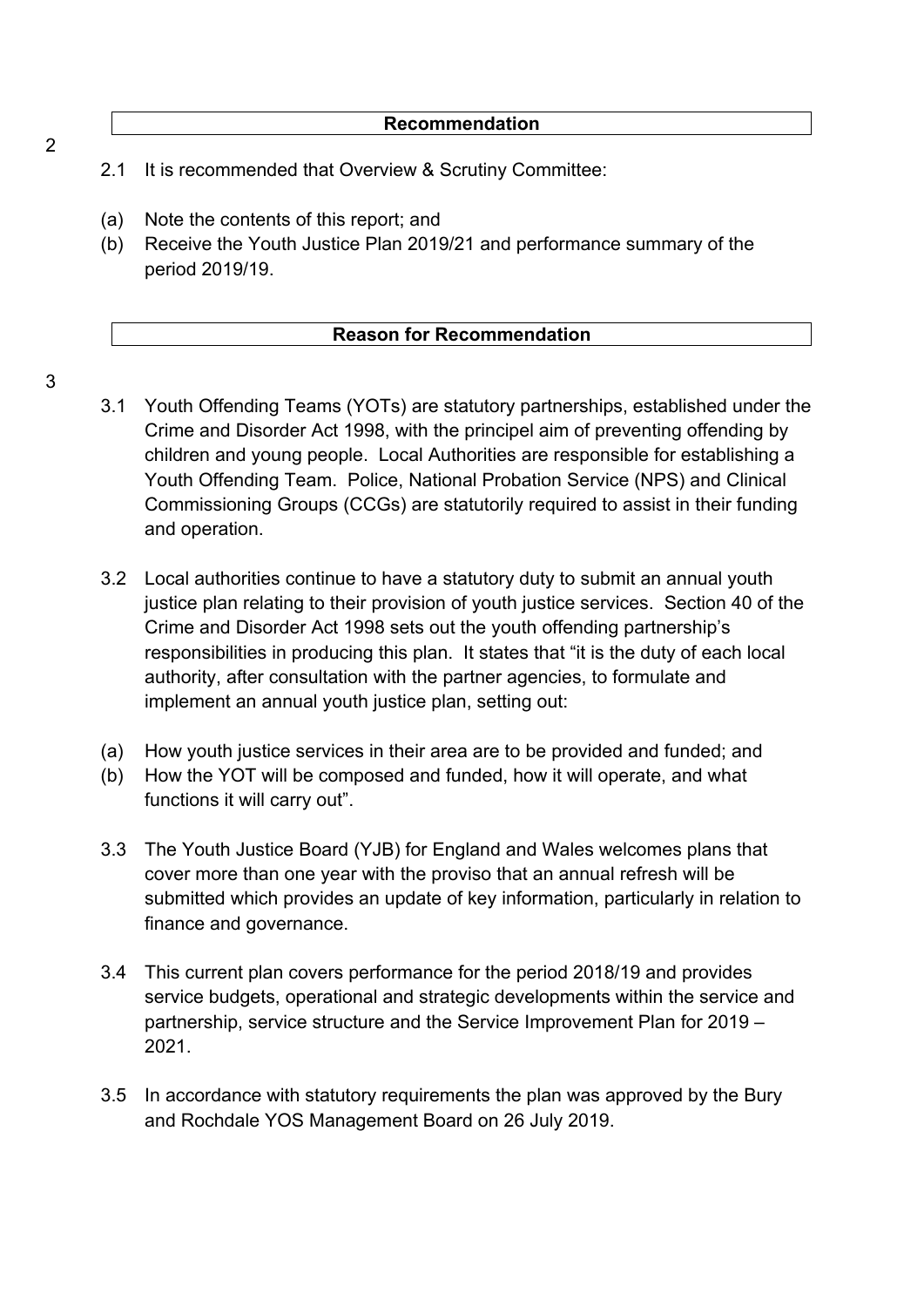## 2 Recommendation

2.1 It is recommended that Overview & Scrutiny Committee:

(a) Note the contents of this report; and
(b) Receive the Youth Justice Plan 2019/21 and performance summary of the period 2019/19.

## 3 Reason for Recommendation

3.1 Youth Offending Teams (YOTs) are statutory partnerships, established under the Crime and Disorder Act 1998, with the principel aim of preventing offending by children and young people. Local Authorities are responsible for establishing a Youth Offending Team. Police, National Probation Service (NPS) and Clinical Commissioning Groups (CCGs) are statutorily required to assist in their funding and operation.

3.2 Local authorities continue to have a statutory duty to submit an annual youth justice plan relating to their provision of youth justice services. Section 40 of the Crime and Disorder Act 1998 sets out the youth offending partnership's responsibilities in producing this plan. It states that "it is the duty of each local authority, after consultation with the partner agencies, to formulate and implement an annual youth justice plan, setting out:

(a) How youth justice services in their area are to be provided and funded; and
(b) How the YOT will be composed and funded, how it will operate, and what functions it will carry out".

3.3 The Youth Justice Board (YJB) for England and Wales welcomes plans that cover more than one year with the proviso that an annual refresh will be submitted which provides an update of key information, particularly in relation to finance and governance.

3.4 This current plan covers performance for the period 2018/19 and provides service budgets, operational and strategic developments within the service and partnership, service structure and the Service Improvement Plan for 2019 – 2021.

3.5 In accordance with statutory requirements the plan was approved by the Bury and Rochdale YOS Management Board on 26 July 2019.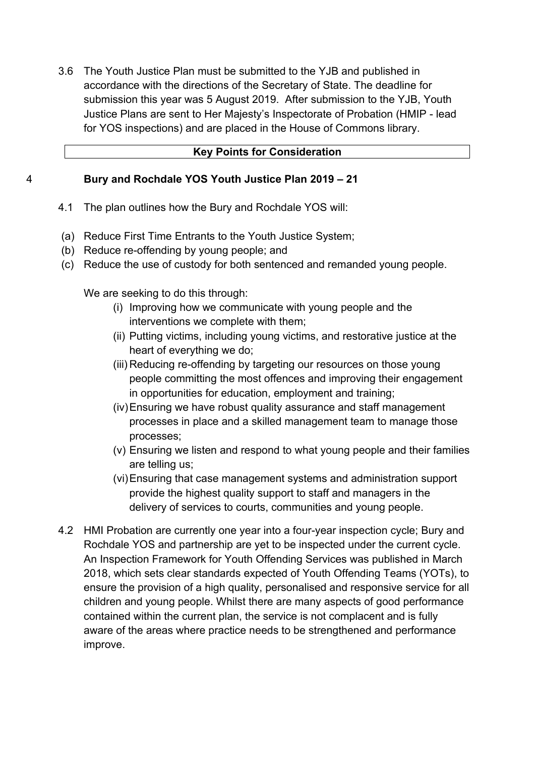3.6 The Youth Justice Plan must be submitted to the YJB and published in accordance with the directions of the Secretary of State. The deadline for submission this year was 5 August 2019. After submission to the YJB, Youth Justice Plans are sent to Her Majesty's Inspectorate of Probation (HMIP - lead for YOS inspections) and are placed in the House of Commons library.

**Key Points for Consideration**

## 4 Bury and Rochdale YOS Youth Justice Plan 2019 – 21

4.1 The plan outlines how the Bury and Rochdale YOS will:

(a) Reduce First Time Entrants to the Youth Justice System;
(b) Reduce re-offending by young people; and
(c) Reduce the use of custody for both sentenced and remanded young people.

We are seeking to do this through:

(i) Improving how we communicate with young people and the interventions we complete with them;
(ii) Putting victims, including young victims, and restorative justice at the heart of everything we do;
(iii) Reducing re-offending by targeting our resources on those young people committing the most offences and improving their engagement in opportunities for education, employment and training;
(iv) Ensuring we have robust quality assurance and staff management processes in place and a skilled management team to manage those processes;
(v) Ensuring we listen and respond to what young people and their families are telling us;
(vi) Ensuring that case management systems and administration support provide the highest quality support to staff and managers in the delivery of services to courts, communities and young people.

4.2 HMI Probation are currently one year into a four-year inspection cycle; Bury and Rochdale YOS and partnership are yet to be inspected under the current cycle. An Inspection Framework for Youth Offending Services was published in March 2018, which sets clear standards expected of Youth Offending Teams (YOTs), to ensure the provision of a high quality, personalised and responsive service for all children and young people. Whilst there are many aspects of good performance contained within the current plan, the service is not complacent and is fully aware of the areas where practice needs to be strengthened and performance improve.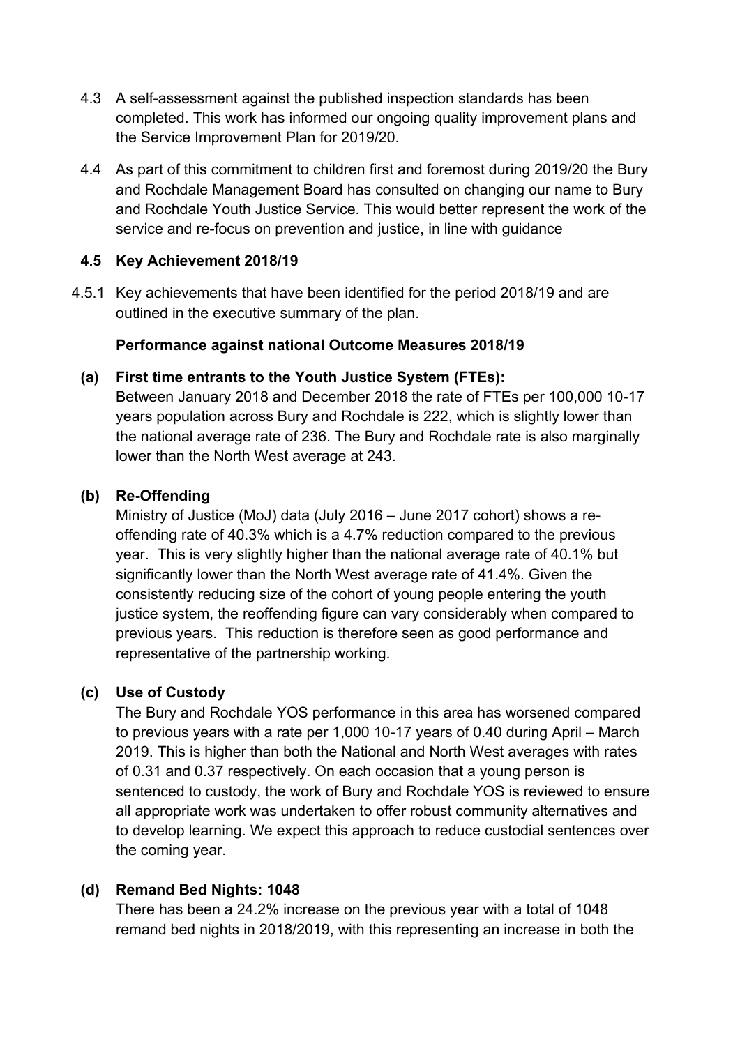4.3 A self-assessment against the published inspection standards has been completed. This work has informed our ongoing quality improvement plans and the Service Improvement Plan for 2019/20.

4.4 As part of this commitment to children first and foremost during 2019/20 the Bury and Rochdale Management Board has consulted on changing our name to Bury and Rochdale Youth Justice Service. This would better represent the work of the service and re-focus on prevention and justice, in line with guidance

**4.5 Key Achievement 2018/19**

4.5.1 Key achievements that have been identified for the period 2018/19 and are outlined in the executive summary of the plan.

**Performance against national Outcome Measures 2018/19**

**(a) First time entrants to the Youth Justice System (FTEs):**

Between January 2018 and December 2018 the rate of FTEs per 100,000 10-17 years population across Bury and Rochdale is 222, which is slightly lower than the national average rate of 236. The Bury and Rochdale rate is also marginally lower than the North West average at 243.

**(b) Re-Offending**

Ministry of Justice (MoJ) data (July 2016 – June 2017 cohort) shows a re-offending rate of 40.3% which is a 4.7% reduction compared to the previous year. This is very slightly higher than the national average rate of 40.1% but significantly lower than the North West average rate of 41.4%. Given the consistently reducing size of the cohort of young people entering the youth justice system, the reoffending figure can vary considerably when compared to previous years. This reduction is therefore seen as good performance and representative of the partnership working.

**(c) Use of Custody**

The Bury and Rochdale YOS performance in this area has worsened compared to previous years with a rate per 1,000 10-17 years of 0.40 during April – March 2019. This is higher than both the National and North West averages with rates of 0.31 and 0.37 respectively. On each occasion that a young person is sentenced to custody, the work of Bury and Rochdale YOS is reviewed to ensure all appropriate work was undertaken to offer robust community alternatives and to develop learning. We expect this approach to reduce custodial sentences over the coming year.

**(d) Remand Bed Nights: 1048**

There has been a 24.2% increase on the previous year with a total of 1048 remand bed nights in 2018/2019, with this representing an increase in both the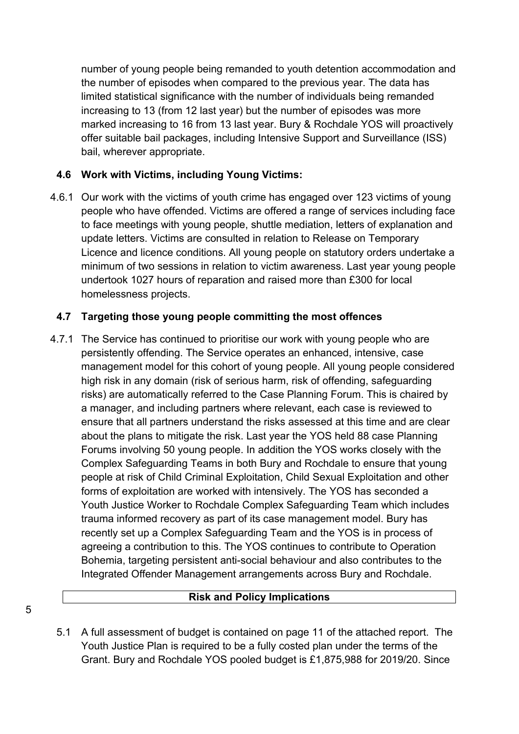number of young people being remanded to youth detention accommodation and the number of episodes when compared to the previous year. The data has limited statistical significance with the number of individuals being remanded increasing to 13 (from 12 last year) but the number of episodes was more marked increasing to 16 from 13 last year. Bury & Rochdale YOS will proactively offer suitable bail packages, including Intensive Support and Surveillance (ISS) bail, wherever appropriate.

### 4.6 Work with Victims, including Young Victims:

4.6.1 Our work with the victims of youth crime has engaged over 123 victims of young people who have offended. Victims are offered a range of services including face to face meetings with young people, shuttle mediation, letters of explanation and update letters. Victims are consulted in relation to Release on Temporary Licence and licence conditions. All young people on statutory orders undertake a minimum of two sessions in relation to victim awareness. Last year young people undertook 1027 hours of reparation and raised more than £300 for local homelessness projects.

### 4.7 Targeting those young people committing the most offences

4.7.1 The Service has continued to prioritise our work with young people who are persistently offending. The Service operates an enhanced, intensive, case management model for this cohort of young people. All young people considered high risk in any domain (risk of serious harm, risk of offending, safeguarding risks) are automatically referred to the Case Planning Forum. This is chaired by a manager, and including partners where relevant, each case is reviewed to ensure that all partners understand the risks assessed at this time and are clear about the plans to mitigate the risk. Last year the YOS held 88 case Planning Forums involving 50 young people. In addition the YOS works closely with the Complex Safeguarding Teams in both Bury and Rochdale to ensure that young people at risk of Child Criminal Exploitation, Child Sexual Exploitation and other forms of exploitation are worked with intensively. The YOS has seconded a Youth Justice Worker to Rochdale Complex Safeguarding Team which includes trauma informed recovery as part of its case management model. Bury has recently set up a Complex Safeguarding Team and the YOS is in process of agreeing a contribution to this. The YOS continues to contribute to Operation Bohemia, targeting persistent anti-social behaviour and also contributes to the Integrated Offender Management arrangements across Bury and Rochdale.

## 5 Risk and Policy Implications

5.1 A full assessment of budget is contained on page 11 of the attached report. The Youth Justice Plan is required to be a fully costed plan under the terms of the Grant. Bury and Rochdale YOS pooled budget is £1,875,988 for 2019/20. Since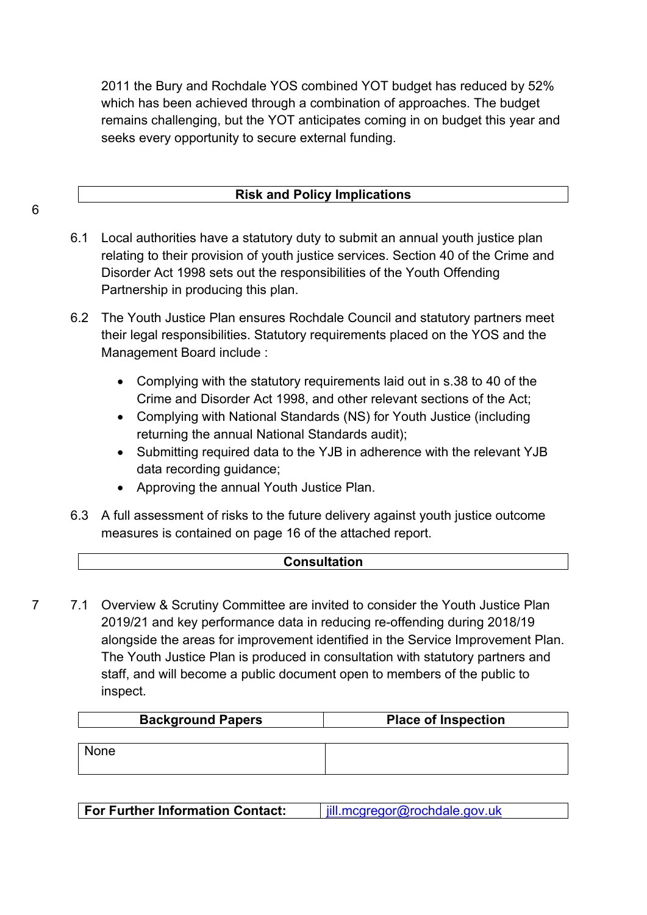2011 the Bury and Rochdale YOS combined YOT budget has reduced by 52% which has been achieved through a combination of approaches. The budget remains challenging, but the YOT anticipates coming in on budget this year and seeks every opportunity to secure external funding.

## 6 Risk and Policy Implications

6.1 Local authorities have a statutory duty to submit an annual youth justice plan relating to their provision of youth justice services. Section 40 of the Crime and Disorder Act 1998 sets out the responsibilities of the Youth Offending Partnership in producing this plan.

6.2 The Youth Justice Plan ensures Rochdale Council and statutory partners meet their legal responsibilities. Statutory requirements placed on the YOS and the Management Board include :

- Complying with the statutory requirements laid out in s.38 to 40 of the Crime and Disorder Act 1998, and other relevant sections of the Act;
- Complying with National Standards (NS) for Youth Justice (including returning the annual National Standards audit);
- Submitting required data to the YJB in adherence with the relevant YJB data recording guidance;
- Approving the annual Youth Justice Plan.

6.3 A full assessment of risks to the future delivery against youth justice outcome measures is contained on page 16 of the attached report.

## 7 Consultation

7.1 Overview & Scrutiny Committee are invited to consider the Youth Justice Plan 2019/21 and key performance data in reducing re-offending during 2018/19 alongside the areas for improvement identified in the Service Improvement Plan. The Youth Justice Plan is produced in consultation with statutory partners and staff, and will become a public document open to members of the public to inspect.

| Background Papers | Place of Inspection |
|---|---|
| None | |

| **For Further Information Contact:** | jill.mcgregor@rochdale.gov.uk |
|---|---|